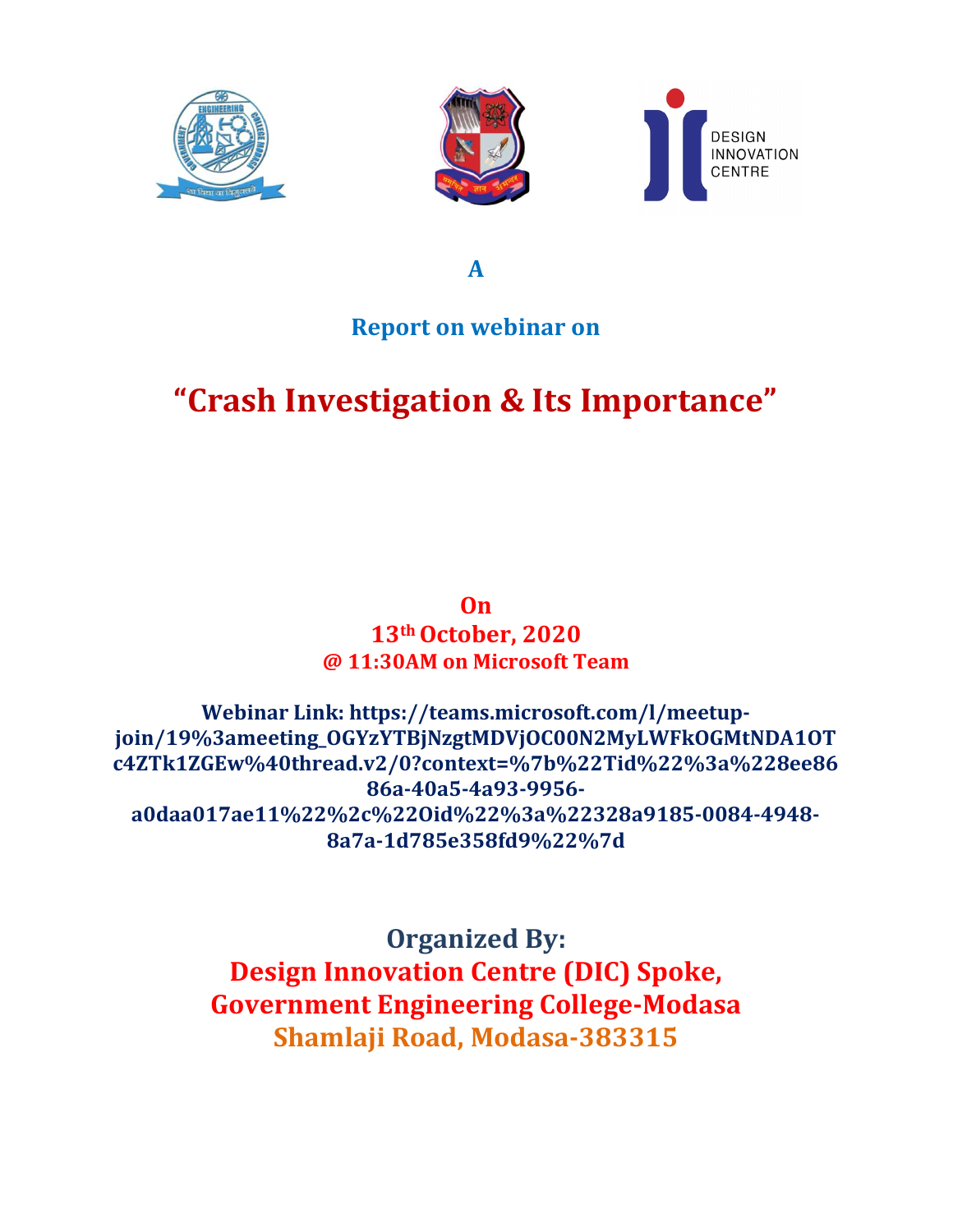**A**

**Report on webinar on**

# "Crash Investigation & Its Importance"

**On**
**13th October, 2020**
**@ 11:30AM on Microsoft Team**

**Webinar Link: https://teams.microsoft.com/l/meetup-join/19%3ameeting_OGYzYTBjNzgtMDVjOC00N2MyLWFkOGMtNDA1OTc4ZTk1ZGEw%40thread.v2/0?context=%7b%22Tid%22%3a%228ee8686a-40a5-4a93-9956-a0daa017ae11%22%2c%22Oid%22%3a%22328a9185-0084-4948-8a7a-1d785e358fd9%22%7d**

## Organized By:
**Design Innovation Centre (DIC) Spoke,**
**Government Engineering College-Modasa**
**Shamlaji Road, Modasa-383315**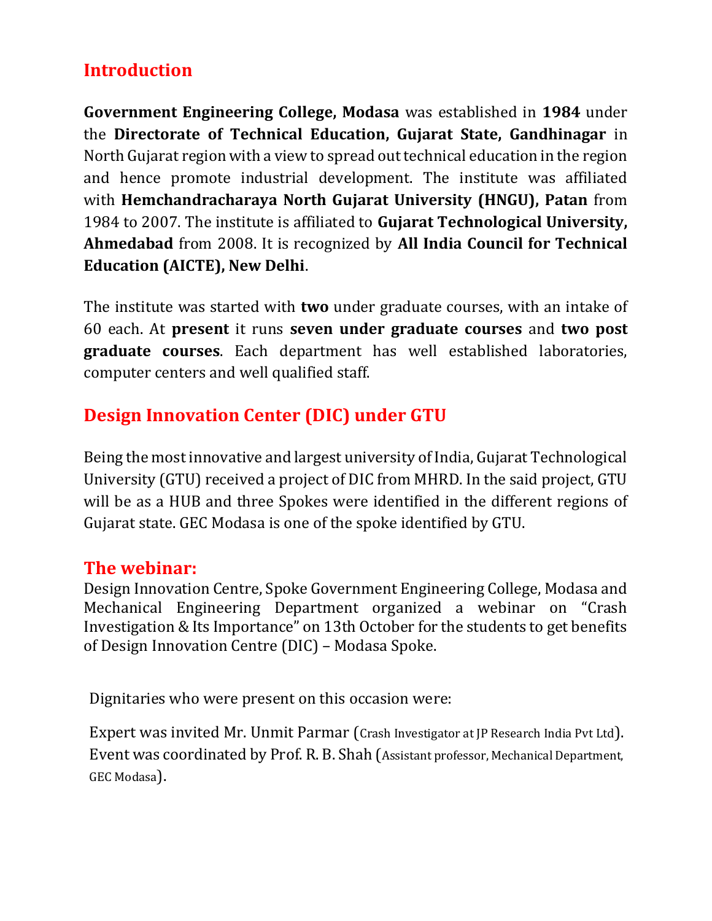## Introduction

**Government Engineering College, Modasa** was established in **1984** under the **Directorate of Technical Education, Gujarat State, Gandhinagar** in North Gujarat region with a view to spread out technical education in the region and hence promote industrial development. The institute was affiliated with **Hemchandracharaya North Gujarat University (HNGU), Patan** from 1984 to 2007. The institute is affiliated to **Gujarat Technological University, Ahmedabad** from 2008. It is recognized by **All India Council for Technical Education (AICTE), New Delhi**.

The institute was started with **two** under graduate courses, with an intake of 60 each. At **present** it runs **seven under graduate courses** and **two post graduate courses**. Each department has well established laboratories, computer centers and well qualified staff.

## Design Innovation Center (DIC) under GTU

Being the most innovative and largest university of India, Gujarat Technological University (GTU) received a project of DIC from MHRD. In the said project, GTU will be as a HUB and three Spokes were identified in the different regions of Gujarat state. GEC Modasa is one of the spoke identified by GTU.

## The webinar:

Design Innovation Centre, Spoke Government Engineering College, Modasa and Mechanical Engineering Department organized a webinar on "Crash Investigation & Its Importance" on 13th October for the students to get benefits of Design Innovation Centre (DIC) – Modasa Spoke.

Dignitaries who were present on this occasion were:

Expert was invited Mr. Unmit Parmar (Crash Investigator at JP Research India Pvt Ltd).
Event was coordinated by Prof. R. B. Shah (Assistant professor, Mechanical Department, GEC Modasa).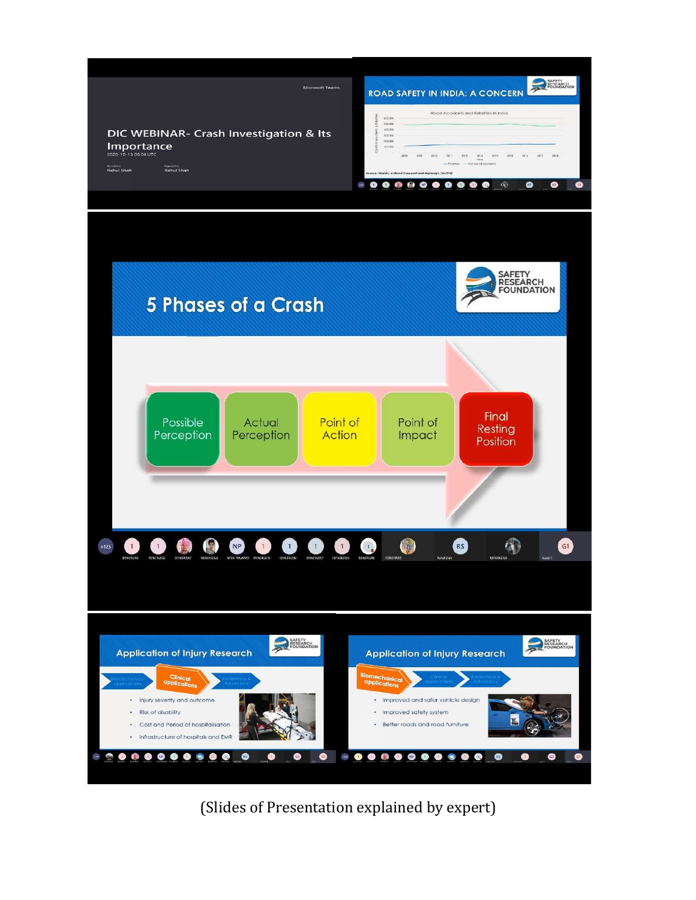DIC WEBINAR- Crash Investigation & Its Importance

2020-10-13 06:04 UTC

Recorded by Rahul Shah

Organized by Rahul Shah

**ROAD SAFETY IN INDIA: A CONCERN**

Road Accidents and Fatalities in India

Source: Ministry of Road Transport and Highways (MoRTH)

## 5 Phases of a Crash

SAFETY RESEARCH FOUNDATION

Possible Perception → Actual Perception → Point of Action → Point of Impact → Final Resting Position

**Application of Injury Research**

Biomechanical applications | Clinical applications | Awareness & Advocacy

- Injury severity and outcome
- Risk of disability
- Cost and Period of hospitalisation
- Infrastructure of hospitals and EMR

**Application of Injury Research**

Biomechanical applications | Clinical applications | Awareness & Advocacy

- Improved and safer vehicle design
- Improved safety system
- Better roads and road furniture

(Slides of Presentation explained by expert)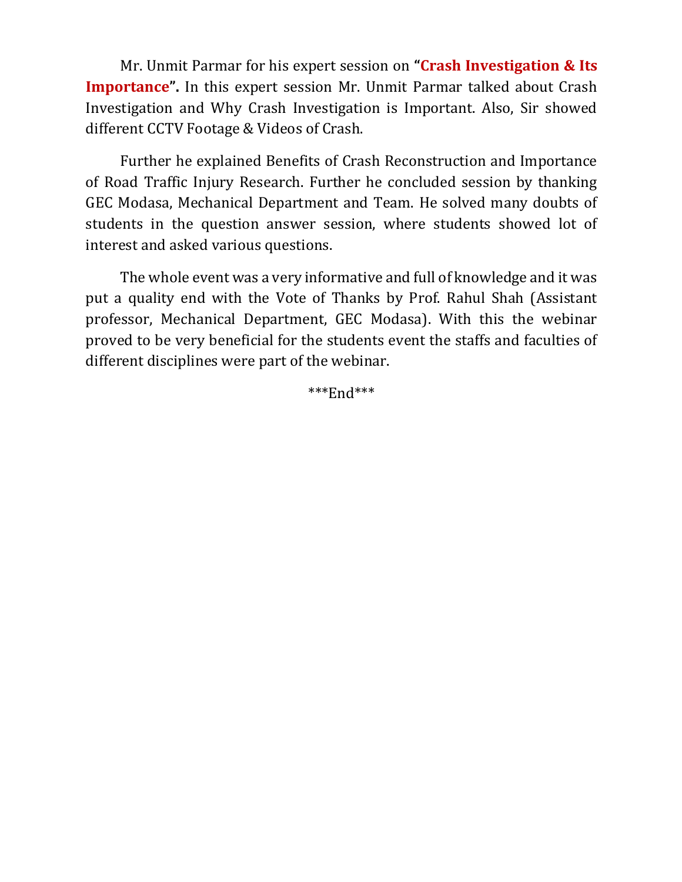Mr. Unmit Parmar for his expert session on **"Crash Investigation & Its Importance".** In this expert session Mr. Unmit Parmar talked about Crash Investigation and Why Crash Investigation is Important. Also, Sir showed different CCTV Footage & Videos of Crash.

Further he explained Benefits of Crash Reconstruction and Importance of Road Traffic Injury Research. Further he concluded session by thanking GEC Modasa, Mechanical Department and Team. He solved many doubts of students in the question answer session, where students showed lot of interest and asked various questions.

The whole event was a very informative and full of knowledge and it was put a quality end with the Vote of Thanks by Prof. Rahul Shah (Assistant professor, Mechanical Department, GEC Modasa). With this the webinar proved to be very beneficial for the students event the staffs and faculties of different disciplines were part of the webinar.

***End***